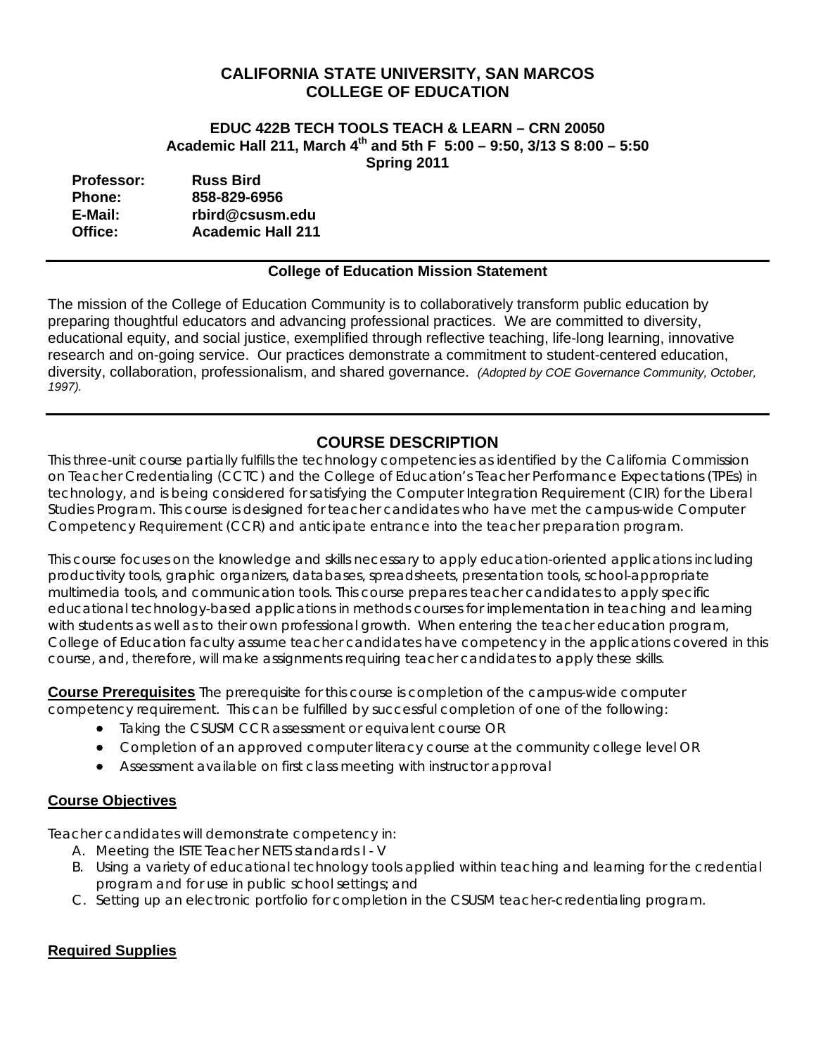# CALIFORNIA STATE UNIVERSITY, SAN MARCOS
# COLLEGE OF EDUCATION

### EDUC 422B TECH TOOLS TEACH & LEARN – CRN 20050
### Academic Hall 211, March 4th and 5th F 5:00 – 9:50, 3/13 S 8:00 – 5:50
### Spring 2011

**Professor:** **Russ Bird**
**Phone:** **858-829-6956**
**E-Mail:** **rbird@csusm.edu**
**Office:** **Academic Hall 211**

---

**College of Education Mission Statement**

The mission of the College of Education Community is to collaboratively transform public education by preparing thoughtful educators and advancing professional practices. We are committed to diversity, educational equity, and social justice, exemplified through reflective teaching, life-long learning, innovative research and on-going service. Our practices demonstrate a commitment to student-centered education, diversity, collaboration, professionalism, and shared governance. *(Adopted by COE Governance Community, October, 1997).*

---

## COURSE DESCRIPTION

This three-unit course partially fulfills the technology competencies as identified by the California Commission on Teacher Credentialing (CCTC) and the College of Education's Teacher Performance Expectations (TPEs) in technology, and is being considered for satisfying the Computer Integration Requirement (CIR) for the Liberal Studies Program. This course is designed for teacher candidates who have met the campus-wide Computer Competency Requirement (CCR) and anticipate entrance into the teacher preparation program.

This course focuses on the knowledge and skills necessary to apply education-oriented applications including productivity tools, graphic organizers, databases, spreadsheets, presentation tools, school-appropriate multimedia tools, and communication tools. This course prepares teacher candidates to apply specific educational technology-based applications in methods courses for implementation in teaching and learning with students as well as to their own professional growth. When entering the teacher education program, College of Education faculty assume teacher candidates have competency in the applications covered in this course, and, therefore, will make assignments requiring teacher candidates to apply these skills.

**Course Prerequisites** The prerequisite for this course is completion of the campus-wide computer competency requirement. This can be fulfilled by successful completion of one of the following:

- Taking the CSUSM CCR assessment or equivalent course OR
- Completion of an approved computer literacy course at the community college level OR
- Assessment available on first class meeting with instructor approval

**Course Objectives**

Teacher candidates will demonstrate competency in:

A. Meeting the ISTE Teacher NETS standards I - V
B. Using a variety of educational technology tools applied within teaching and learning for the credential program and for use in public school settings; and
C. Setting up an electronic portfolio for completion in the CSUSM teacher-credentialing program.

**Required Supplies**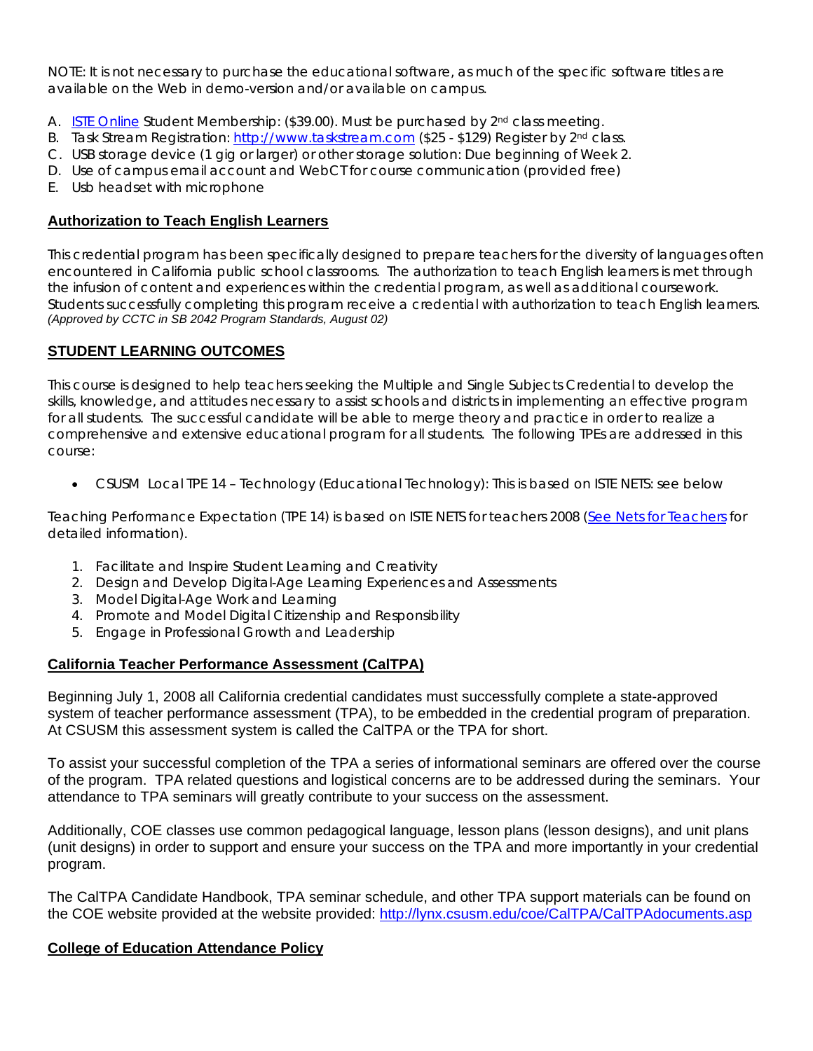NOTE: It is not necessary to purchase the educational software, as much of the specific software titles are available on the Web in demo-version and/or available on campus.

A. [ISTE Online](#) Student Membership: ($39.00). Must be purchased by 2nd class meeting.
B. Task Stream Registration: [http://www.taskstream.com](http://www.taskstream.com) ($25 - $129) Register by 2nd class.
C. USB storage device (1 gig or larger) or other storage solution: Due beginning of Week 2.
D. Use of campus email account and WebCT for course communication (provided free)
E. Usb headset with microphone

## Authorization to Teach English Learners

This credential program has been specifically designed to prepare teachers for the diversity of languages often encountered in California public school classrooms. The authorization to teach English learners is met through the infusion of content and experiences within the credential program, as well as additional coursework. Students successfully completing this program receive a credential with authorization to teach English learners.
*(Approved by CCTC in SB 2042 Program Standards, August 02)*

## STUDENT LEARNING OUTCOMES

This course is designed to help teachers seeking the Multiple and Single Subjects Credential to develop the skills, knowledge, and attitudes necessary to assist schools and districts in implementing an effective program for all students. The successful candidate will be able to merge theory and practice in order to realize a comprehensive and extensive educational program for all students. The following TPEs are addressed in this course:

- CSUSM Local TPE 14 – Technology (Educational Technology): This is based on ISTE NETS: see below

Teaching Performance Expectation (TPE 14) is based on ISTE NETS for teachers 2008 ([See Nets for Teachers](#) for detailed information).

1. Facilitate and Inspire Student Learning and Creativity
2. Design and Develop Digital-Age Learning Experiences and Assessments
3. Model Digital-Age Work and Learning
4. Promote and Model Digital Citizenship and Responsibility
5. Engage in Professional Growth and Leadership

## California Teacher Performance Assessment (CalTPA)

Beginning July 1, 2008 all California credential candidates must successfully complete a state-approved system of teacher performance assessment (TPA), to be embedded in the credential program of preparation. At CSUSM this assessment system is called the CalTPA or the TPA for short.

To assist your successful completion of the TPA a series of informational seminars are offered over the course of the program. TPA related questions and logistical concerns are to be addressed during the seminars. Your attendance to TPA seminars will greatly contribute to your success on the assessment.

Additionally, COE classes use common pedagogical language, lesson plans (lesson designs), and unit plans (unit designs) in order to support and ensure your success on the TPA and more importantly in your credential program.

The CalTPA Candidate Handbook, TPA seminar schedule, and other TPA support materials can be found on the COE website provided at the website provided: [http://lynx.csusm.edu/coe/CalTPA/CalTPAdocuments.asp](http://lynx.csusm.edu/coe/CalTPA/CalTPAdocuments.asp)

## College of Education Attendance Policy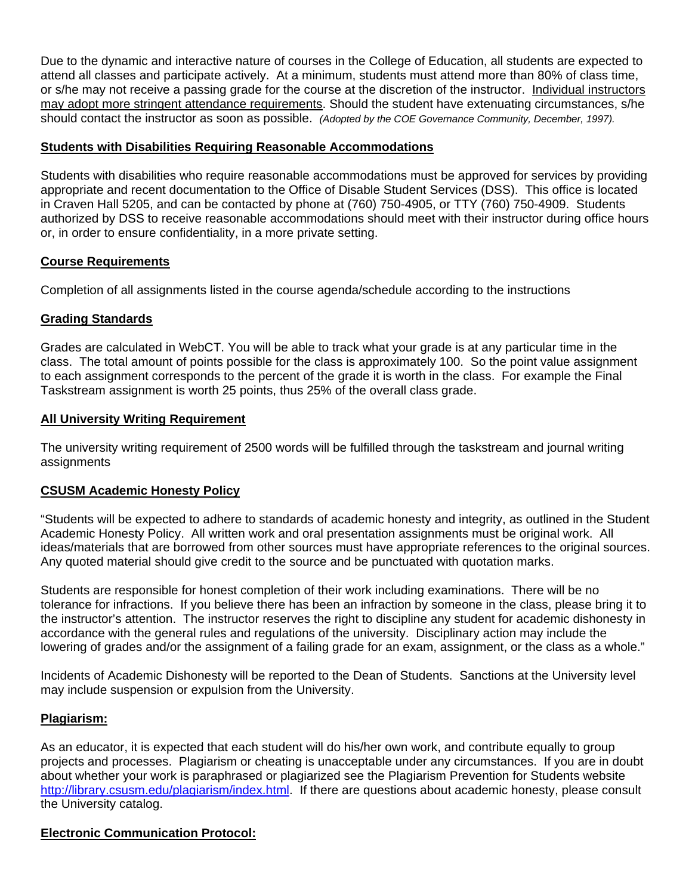Due to the dynamic and interactive nature of courses in the College of Education, all students are expected to attend all classes and participate actively. At a minimum, students must attend more than 80% of class time, or s/he may not receive a passing grade for the course at the discretion of the instructor. Individual instructors may adopt more stringent attendance requirements. Should the student have extenuating circumstances, s/he should contact the instructor as soon as possible. *(Adopted by the COE Governance Community, December, 1997).*

## Students with Disabilities Requiring Reasonable Accommodations

Students with disabilities who require reasonable accommodations must be approved for services by providing appropriate and recent documentation to the Office of Disable Student Services (DSS). This office is located in Craven Hall 5205, and can be contacted by phone at (760) 750-4905, or TTY (760) 750-4909. Students authorized by DSS to receive reasonable accommodations should meet with their instructor during office hours or, in order to ensure confidentiality, in a more private setting.

## Course Requirements

Completion of all assignments listed in the course agenda/schedule according to the instructions

## Grading Standards

Grades are calculated in WebCT. You will be able to track what your grade is at any particular time in the class. The total amount of points possible for the class is approximately 100. So the point value assignment to each assignment corresponds to the percent of the grade it is worth in the class. For example the Final Taskstream assignment is worth 25 points, thus 25% of the overall class grade.

## All University Writing Requirement

The university writing requirement of 2500 words will be fulfilled through the taskstream and journal writing assignments

## CSUSM Academic Honesty Policy

"Students will be expected to adhere to standards of academic honesty and integrity, as outlined in the Student Academic Honesty Policy. All written work and oral presentation assignments must be original work. All ideas/materials that are borrowed from other sources must have appropriate references to the original sources. Any quoted material should give credit to the source and be punctuated with quotation marks.

Students are responsible for honest completion of their work including examinations. There will be no tolerance for infractions. If you believe there has been an infraction by someone in the class, please bring it to the instructor's attention. The instructor reserves the right to discipline any student for academic dishonesty in accordance with the general rules and regulations of the university. Disciplinary action may include the lowering of grades and/or the assignment of a failing grade for an exam, assignment, or the class as a whole."

Incidents of Academic Dishonesty will be reported to the Dean of Students. Sanctions at the University level may include suspension or expulsion from the University.

## Plagiarism:

As an educator, it is expected that each student will do his/her own work, and contribute equally to group projects and processes. Plagiarism or cheating is unacceptable under any circumstances. If you are in doubt about whether your work is paraphrased or plagiarized see the Plagiarism Prevention for Students website http://library.csusm.edu/plagiarism/index.html. If there are questions about academic honesty, please consult the University catalog.

## Electronic Communication Protocol: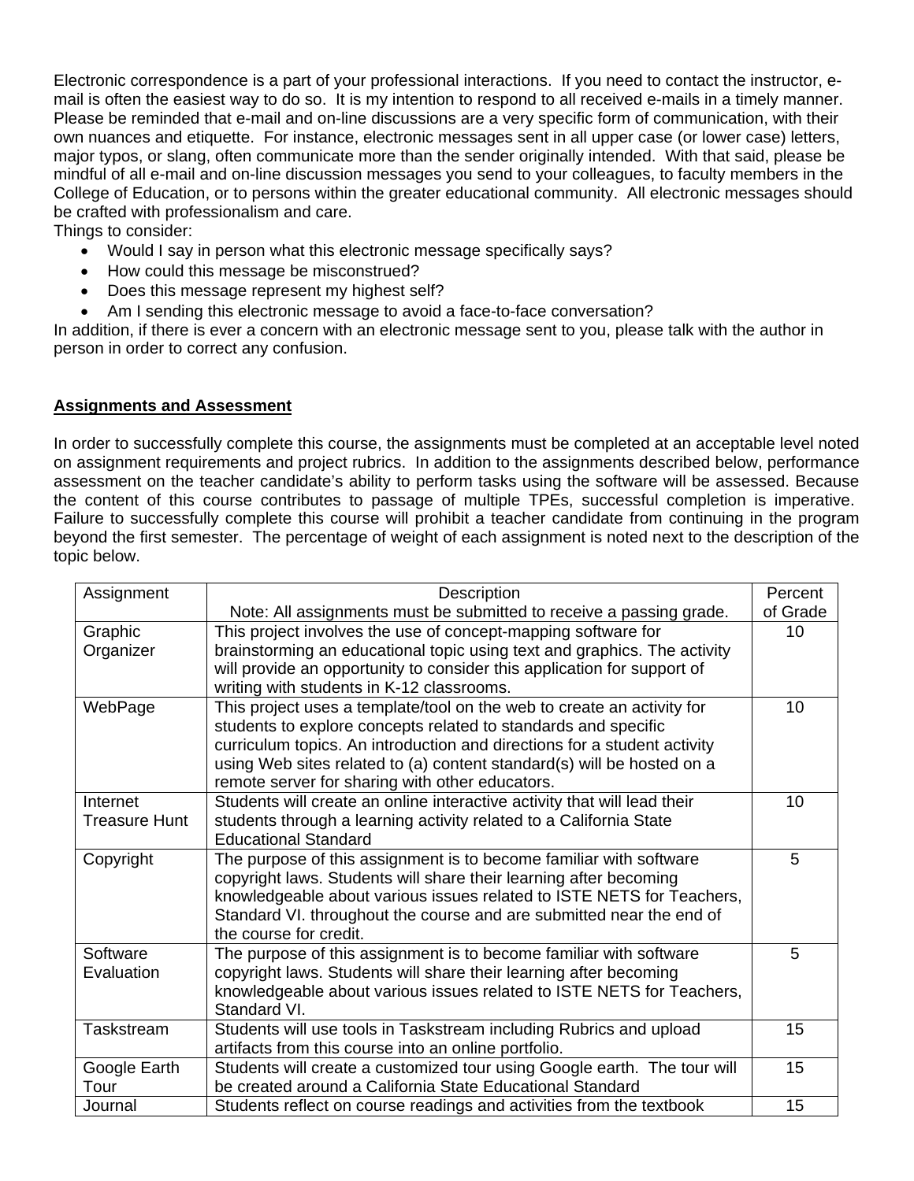Electronic correspondence is a part of your professional interactions. If you need to contact the instructor, e-mail is often the easiest way to do so. It is my intention to respond to all received e-mails in a timely manner. Please be reminded that e-mail and on-line discussions are a very specific form of communication, with their own nuances and etiquette. For instance, electronic messages sent in all upper case (or lower case) letters, major typos, or slang, often communicate more than the sender originally intended. With that said, please be mindful of all e-mail and on-line discussion messages you send to your colleagues, to faculty members in the College of Education, or to persons within the greater educational community. All electronic messages should be crafted with professionalism and care.
Things to consider:

- Would I say in person what this electronic message specifically says?
- How could this message be misconstrued?
- Does this message represent my highest self?
- Am I sending this electronic message to avoid a face-to-face conversation?

In addition, if there is ever a concern with an electronic message sent to you, please talk with the author in person in order to correct any confusion.

## Assignments and Assessment

In order to successfully complete this course, the assignments must be completed at an acceptable level noted on assignment requirements and project rubrics. In addition to the assignments described below, performance assessment on the teacher candidate's ability to perform tasks using the software will be assessed. Because the content of this course contributes to passage of multiple TPEs, successful completion is imperative. Failure to successfully complete this course will prohibit a teacher candidate from continuing in the program beyond the first semester. The percentage of weight of each assignment is noted next to the description of the topic below.

| Assignment | Description<br>Note: All assignments must be submitted to receive a passing grade. | Percent of Grade |
|---|---|---|
| Graphic Organizer | This project involves the use of concept-mapping software for brainstorming an educational topic using text and graphics. The activity will provide an opportunity to consider this application for support of writing with students in K-12 classrooms. | 10 |
| WebPage | This project uses a template/tool on the web to create an activity for students to explore concepts related to standards and specific curriculum topics. An introduction and directions for a student activity using Web sites related to (a) content standard(s) will be hosted on a remote server for sharing with other educators. | 10 |
| Internet Treasure Hunt | Students will create an online interactive activity that will lead their students through a learning activity related to a California State Educational Standard | 10 |
| Copyright | The purpose of this assignment is to become familiar with software copyright laws. Students will share their learning after becoming knowledgeable about various issues related to ISTE NETS for Teachers, Standard VI. throughout the course and are submitted near the end of the course for credit. | 5 |
| Software Evaluation | The purpose of this assignment is to become familiar with software copyright laws. Students will share their learning after becoming knowledgeable about various issues related to ISTE NETS for Teachers, Standard VI. | 5 |
| Taskstream | Students will use tools in Taskstream including Rubrics and upload artifacts from this course into an online portfolio. | 15 |
| Google Earth Tour | Students will create a customized tour using Google earth. The tour will be created around a California State Educational Standard | 15 |
| Journal | Students reflect on course readings and activities from the textbook | 15 |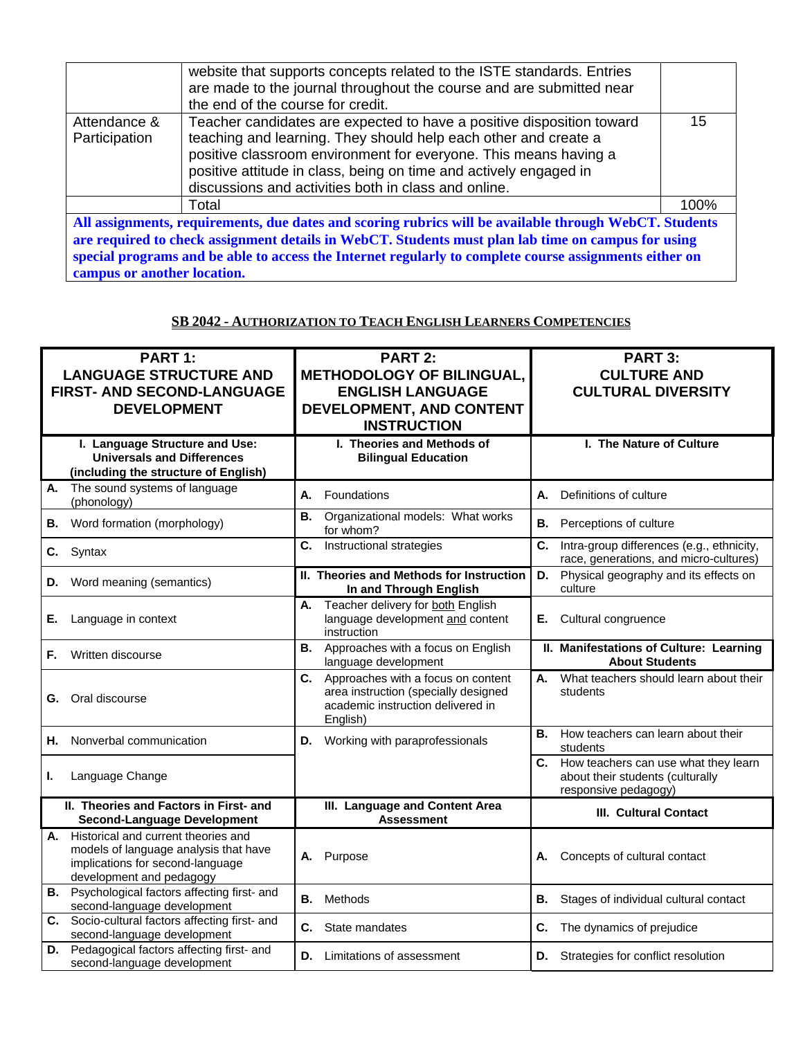| | website that supports concepts related to the ISTE standards. Entries are made to the journal throughout the course and are submitted near the end of the course for credit. | |
|---|---|---|
| Attendance & Participation | Teacher candidates are expected to have a positive disposition toward teaching and learning. They should help each other and create a positive classroom environment for everyone. This means having a positive attitude in class, being on time and actively engaged in discussions and activities both in class and online. | 15 |
| | Total | 100% |

**All assignments, requirements, due dates and scoring rubrics will be available through WebCT. Students are required to check assignment details in WebCT. Students must plan lab time on campus for using special programs and be able to access the Internet regularly to complete course assignments either on campus or another location.**

## SB 2042 - Authorization to Teach English Learners Competencies

| **PART 1: LANGUAGE STRUCTURE AND FIRST- AND SECOND-LANGUAGE DEVELOPMENT** | **PART 2: METHODOLOGY OF BILINGUAL, ENGLISH LANGUAGE DEVELOPMENT, AND CONTENT INSTRUCTION** | **PART 3: CULTURE AND CULTURAL DIVERSITY** |
|---|---|---|
| **I. Language Structure and Use: Universals and Differences (including the structure of English)** | **I. Theories and Methods of Bilingual Education** | **I. The Nature of Culture** |
| **A.** The sound systems of language (phonology) | **A.** Foundations | **A.** Definitions of culture |
| **B.** Word formation (morphology) | **B.** Organizational models: What works for whom? | **B.** Perceptions of culture |
| **C.** Syntax | **C.** Instructional strategies | **C.** Intra-group differences (e.g., ethnicity, race, generations, and micro-cultures) |
| **D.** Word meaning (semantics) | **II. Theories and Methods for Instruction In and Through English** | **D.** Physical geography and its effects on culture |
| **E.** Language in context | **A.** Teacher delivery for both English language development and content instruction | **E.** Cultural congruence |
| **F.** Written discourse | **B.** Approaches with a focus on English language development | **II. Manifestations of Culture: Learning About Students** |
| **G.** Oral discourse | **C.** Approaches with a focus on content area instruction (specially designed academic instruction delivered in English) | **A.** What teachers should learn about their students |
| **H.** Nonverbal communication | **D.** Working with paraprofessionals | **B.** How teachers can learn about their students |
| **I.** Language Change | | **C.** How teachers can use what they learn about their students (culturally responsive pedagogy) |
| **II. Theories and Factors in First- and Second-Language Development** | **III. Language and Content Area Assessment** | **III. Cultural Contact** |
| **A.** Historical and current theories and models of language analysis that have implications for second-language development and pedagogy | **A.** Purpose | **A.** Concepts of cultural contact |
| **B.** Psychological factors affecting first- and second-language development | **B.** Methods | **B.** Stages of individual cultural contact |
| **C.** Socio-cultural factors affecting first- and second-language development | **C.** State mandates | **C.** The dynamics of prejudice |
| **D.** Pedagogical factors affecting first- and second-language development | **D.** Limitations of assessment | **D.** Strategies for conflict resolution |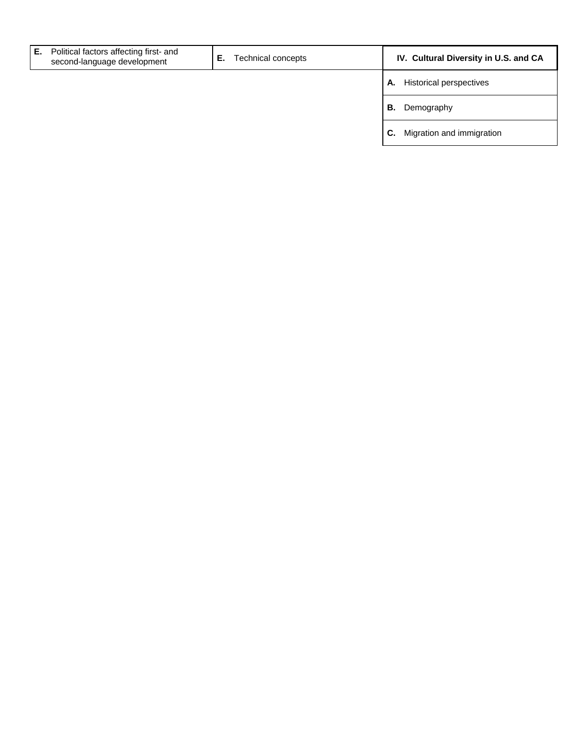| | | |
|---|---|---|
| **E.** Political factors affecting first- and second-language development | **E.** Technical concepts | **IV. Cultural Diversity in U.S. and CA** |
| | | **A.** Historical perspectives |
| | | **B.** Demography |
| | | **C.** Migration and immigration |